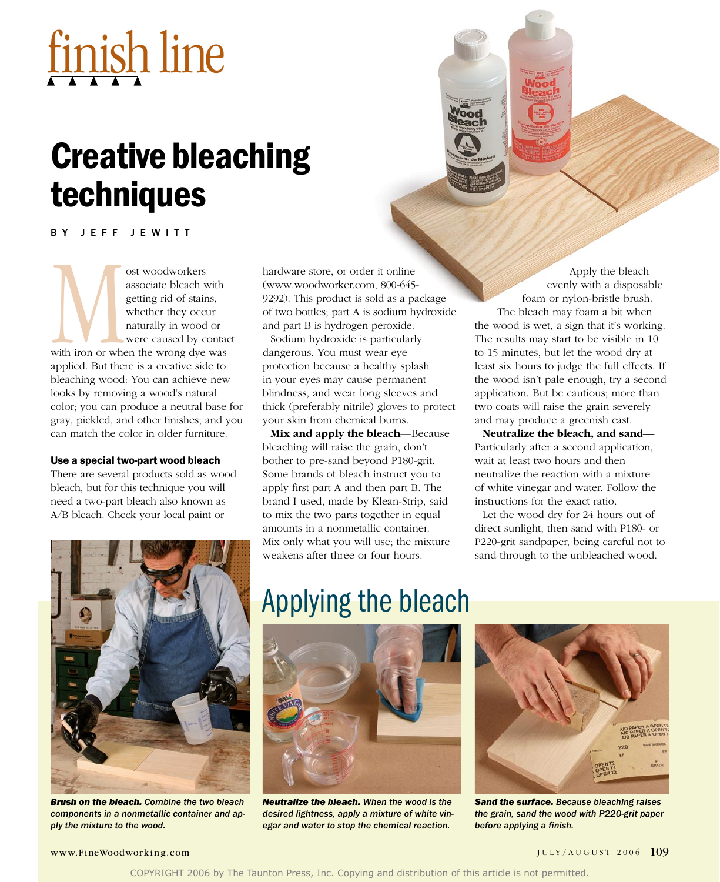finish line

# Creative bleaching techniques

BY JEFF JEWITT

Most woodworkers associate bleach with getting rid of stains, whether they occur naturally in wood or were caused by contact with iron or when the wrong dye was applied. But there is a creative side to bleaching wood: You can achieve new looks by removing a wood's natural color; you can produce a neutral base for gray, pickled, and other finishes; and you can match the color in older furniture.

### Use a special two-part wood bleach

There are several products sold as wood bleach, but for this technique you will need a two-part bleach also known as A/B bleach. Check your local paint or hardware store, or order it online (www.woodworker.com, 800-645-9292). This product is sold as a package of two bottles; part A is sodium hydroxide and part B is hydrogen peroxide.

Sodium hydroxide is particularly dangerous. You must wear eye protection because a healthy splash in your eyes may cause permanent blindness, and wear long sleeves and thick (preferably nitrile) gloves to protect your skin from chemical burns.

**Mix and apply the bleach**—Because bleaching will raise the grain, don't bother to pre-sand beyond P180-grit. Some brands of bleach instruct you to apply first part A and then part B. The brand I used, made by Klean-Strip, said to mix the two parts together in equal amounts in a nonmetallic container. Mix only what you will use; the mixture weakens after three or four hours.

Apply the bleach evenly with a disposable foam or nylon-bristle brush.

The bleach may foam a bit when the wood is wet, a sign that it's working. The results may start to be visible in 10 to 15 minutes, but let the wood dry at least six hours to judge the full effects. If the wood isn't pale enough, try a second application. But be cautious; more than two coats will raise the grain severely and may produce a greenish cast.

**Neutralize the bleach, and sand**—Particularly after a second application, wait at least two hours and then neutralize the reaction with a mixture of white vinegar and water. Follow the instructions for the exact ratio.

Let the wood dry for 24 hours out of direct sunlight, then sand with P180- or P220-grit sandpaper, being careful not to sand through to the unbleached wood.

## Applying the bleach

***Brush on the bleach.*** *Combine the two bleach components in a nonmetallic container and apply the mixture to the wood.*

***Neutralize the bleach.*** *When the wood is the desired lightness, apply a mixture of white vinegar and water to stop the chemical reaction.*

***Sand the surface.*** *Because bleaching raises the grain, sand the wood with P220-grit paper before applying a finish.*

COPYRIGHT 2006 by The Taunton Press, Inc. Copying and distribution of this article is not permitted.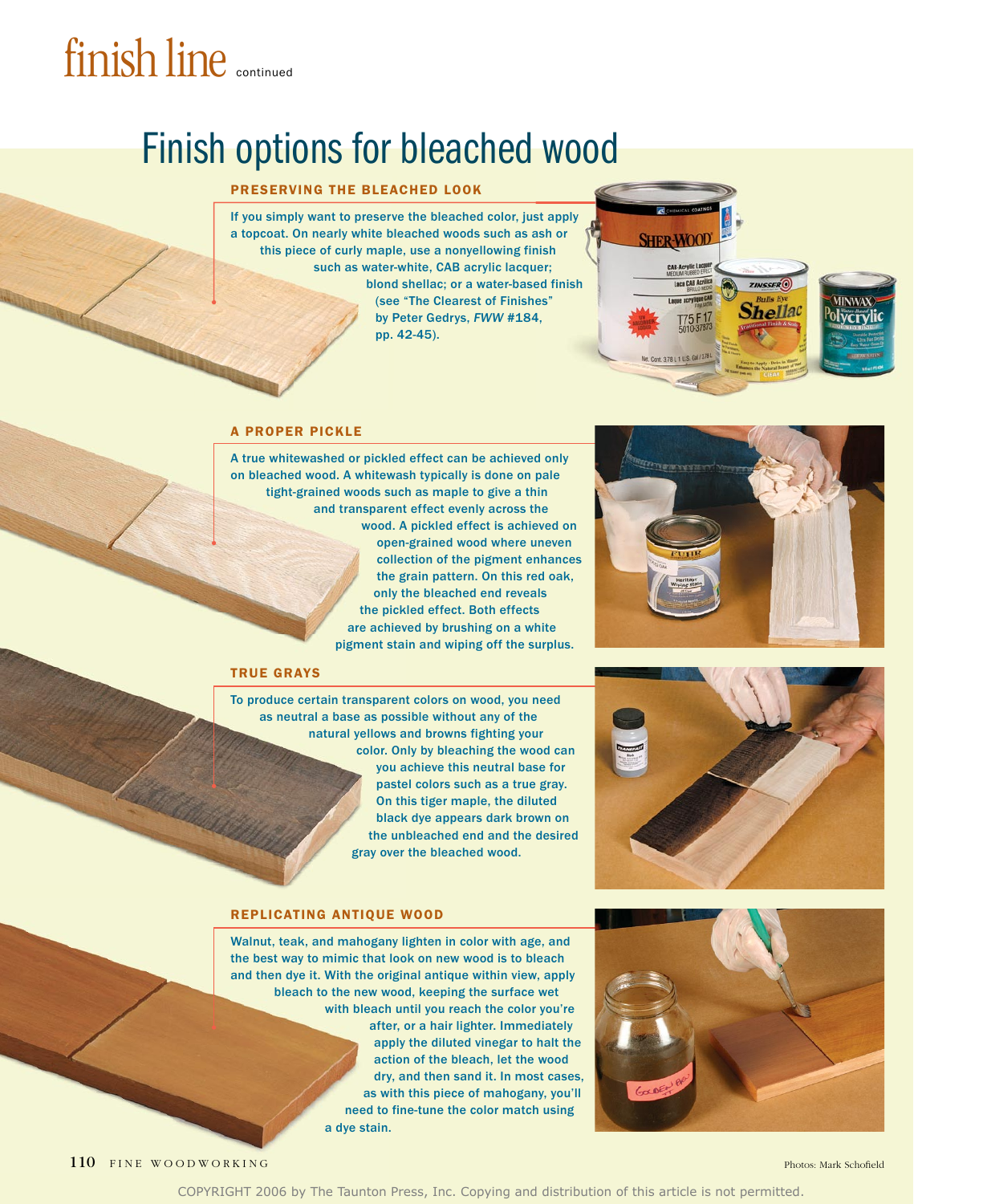# Finish options for bleached wood

## PRESERVING THE BLEACHED LOOK

If you simply want to preserve the bleached color, just apply a topcoat. On nearly white bleached woods such as ash or this piece of curly maple, use a nonyellowing finish such as water-white, CAB acrylic lacquer; blond shellac; or a water-based finish (see "The Clearest of Finishes" by Peter Gedrys, *FWW* #184, pp. 42-45).

## A PROPER PICKLE

A true whitewashed or pickled effect can be achieved only on bleached wood. A whitewash typically is done on pale tight-grained woods such as maple to give a thin and transparent effect evenly across the wood. A pickled effect is achieved on open-grained wood where uneven collection of the pigment enhances the grain pattern. On this red oak, only the bleached end reveals the pickled effect. Both effects are achieved by brushing on a white pigment stain and wiping off the surplus.

## TRUE GRAYS

To produce certain transparent colors on wood, you need as neutral a base as possible without any of the natural yellows and browns fighting your color. Only by bleaching the wood can you achieve this neutral base for pastel colors such as a true gray. On this tiger maple, the diluted black dye appears dark brown on the unbleached end and the desired gray over the bleached wood.

## REPLICATING ANTIQUE WOOD

Walnut, teak, and mahogany lighten in color with age, and the best way to mimic that look on new wood is to bleach and then dye it. With the original antique within view, apply bleach to the new wood, keeping the surface wet with bleach until you reach the color you're after, or a hair lighter. Immediately apply the diluted vinegar to halt the action of the bleach, let the wood dry, and then sand it. In most cases, as with this piece of mahogany, you'll need to fine-tune the color match using a dye stain.

Photos: Mark Schofield

COPYRIGHT 2006 by The Taunton Press, Inc. Copying and distribution of this article is not permitted.